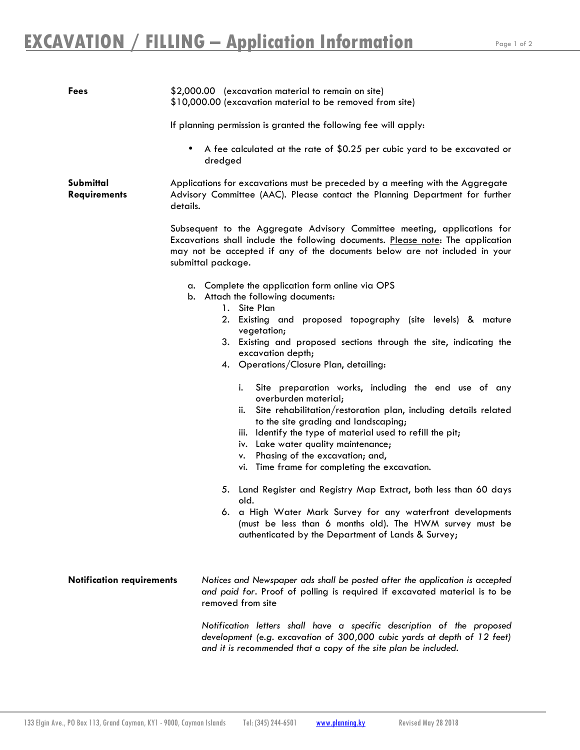# EXCAVATION / FILLING – Application Information

**Fees**

$2,000.00 (excavation material to remain on site)
$10,000.00 (excavation material to be removed from site)

If planning permission is granted the following fee will apply:

- A fee calculated at the rate of $0.25 per cubic yard to be excavated or dredged

**Submittal Requirements**

Applications for excavations must be preceded by a meeting with the Aggregate Advisory Committee (AAC). Please contact the Planning Department for further details.

Subsequent to the Aggregate Advisory Committee meeting, applications for Excavations shall include the following documents. Please note: The application may not be accepted if any of the documents below are not included in your submittal package.

a. Complete the application form online via OPS
b. Attach the following documents:
   1. Site Plan
   2. Existing and proposed topography (site levels) & mature vegetation;
   3. Existing and proposed sections through the site, indicating the excavation depth;
   4. Operations/Closure Plan, detailing:

      i. Site preparation works, including the end use of any overburden material;
      ii. Site rehabilitation/restoration plan, including details related to the site grading and landscaping;
      iii. Identify the type of material used to refill the pit;
      iv. Lake water quality maintenance;
      v. Phasing of the excavation; and,
      vi. Time frame for completing the excavation.

   5. Land Register and Registry Map Extract, both less than 60 days old.
   6. a High Water Mark Survey for any waterfront developments (must be less than 6 months old). The HWM survey must be authenticated by the Department of Lands & Survey;

**Notification requirements**

*Notices and Newspaper ads shall be posted after the application is accepted and paid for*. Proof of polling is required if excavated material is to be removed from site

*Notification letters shall have a specific description of the proposed development (e.g. excavation of 300,000 cubic yards at depth of 12 feet) and it is recommended that a copy of the site plan be included.*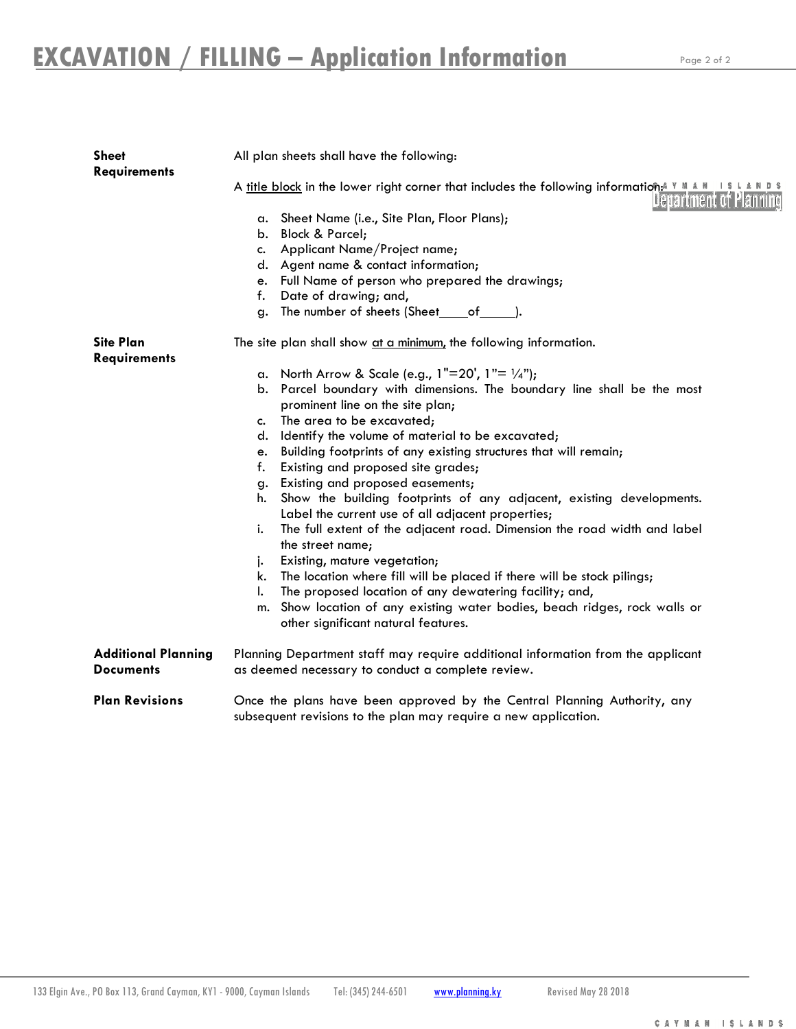# EXCAVATION / FILLING – Application Information

**Sheet Requirements**

All plan sheets shall have the following:

A title block in the lower right corner that includes the following information:

a. Sheet Name (i.e., Site Plan, Floor Plans);
b. Block & Parcel;
c. Applicant Name/Project name;
d. Agent name & contact information;
e. Full Name of person who prepared the drawings;
f. Date of drawing; and,
g. The number of sheets (Sheet____of_____).

**Site Plan Requirements**

The site plan shall show at a minimum, the following information.

a. North Arrow & Scale (e.g., 1"=20', 1"= ¼");
b. Parcel boundary with dimensions. The boundary line shall be the most prominent line on the site plan;
c. The area to be excavated;
d. Identify the volume of material to be excavated;
e. Building footprints of any existing structures that will remain;
f. Existing and proposed site grades;
g. Existing and proposed easements;
h. Show the building footprints of any adjacent, existing developments. Label the current use of all adjacent properties;
i. The full extent of the adjacent road. Dimension the road width and label the street name;
j. Existing, mature vegetation;
k. The location where fill will be placed if there will be stock pilings;
l. The proposed location of any dewatering facility; and,
m. Show location of any existing water bodies, beach ridges, rock walls or other significant natural features.

**Additional Planning Documents**

Planning Department staff may require additional information from the applicant as deemed necessary to conduct a complete review.

**Plan Revisions**

Once the plans have been approved by the Central Planning Authority, any subsequent revisions to the plan may require a new application.